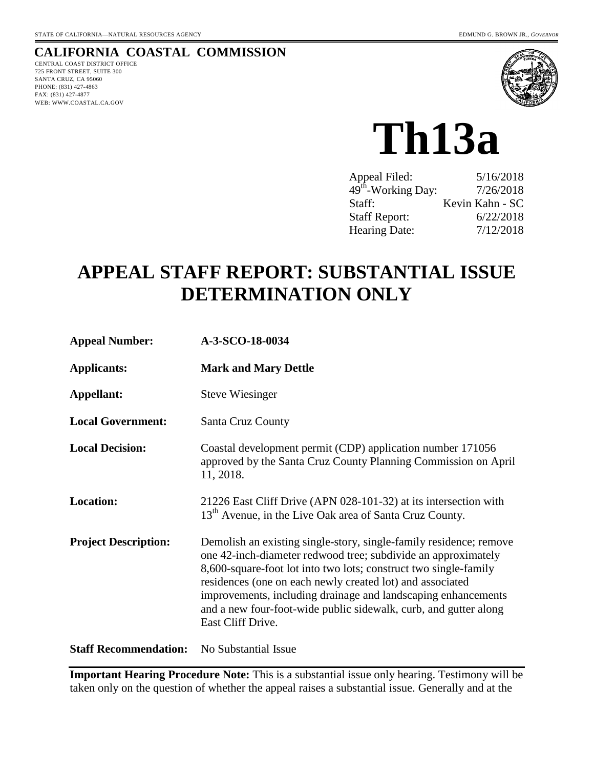STATE OF CALIFORNIA—NATURAL RESOURCES AGENCY EDMUND G. BROWN JR., *GOVERNOR*

**CALIFORNIA COASTAL COMMISSION**

CENTRAL COAST DISTRICT OFFICE
725 FRONT STREET, SUITE 300
SANTA CRUZ, CA 95060
PHONE: (831) 427-4863
FAX: (831) 427-4877
WEB: WWW.COASTAL.CA.GOV

# Th13a

| | |
|---|---|
| Appeal Filed: | 5/16/2018 |
| 49th-Working Day: | 7/26/2018 |
| Staff: | Kevin Kahn - SC |
| Staff Report: | 6/22/2018 |
| Hearing Date: | 7/12/2018 |

# APPEAL STAFF REPORT: SUBSTANTIAL ISSUE DETERMINATION ONLY

| | |
|---|---|
| **Appeal Number:** | **A-3-SCO-18-0034** |
| **Applicants:** | **Mark and Mary Dettle** |
| **Appellant:** | Steve Wiesinger |
| **Local Government:** | Santa Cruz County |
| **Local Decision:** | Coastal development permit (CDP) application number 171056 approved by the Santa Cruz County Planning Commission on April 11, 2018. |
| **Location:** | 21226 East Cliff Drive (APN 028-101-32) at its intersection with 13th Avenue, in the Live Oak area of Santa Cruz County. |
| **Project Description:** | Demolish an existing single-story, single-family residence; remove one 42-inch-diameter redwood tree; subdivide an approximately 8,600-square-foot lot into two lots; construct two single-family residences (one on each newly created lot) and associated improvements, including drainage and landscaping enhancements and a new four-foot-wide public sidewalk, curb, and gutter along East Cliff Drive. |
| **Staff Recommendation:** | No Substantial Issue |

**Important Hearing Procedure Note:** This is a substantial issue only hearing. Testimony will be taken only on the question of whether the appeal raises a substantial issue. Generally and at the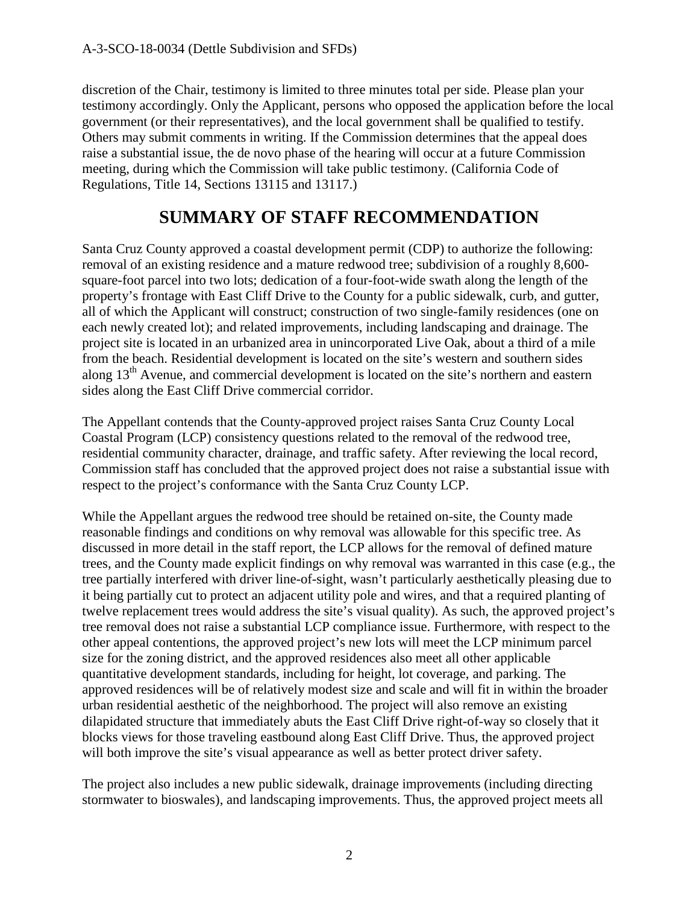discretion of the Chair, testimony is limited to three minutes total per side. Please plan your testimony accordingly. Only the Applicant, persons who opposed the application before the local government (or their representatives), and the local government shall be qualified to testify. Others may submit comments in writing. If the Commission determines that the appeal does raise a substantial issue, the de novo phase of the hearing will occur at a future Commission meeting, during which the Commission will take public testimony. (California Code of Regulations, Title 14, Sections 13115 and 13117.)

# SUMMARY OF STAFF RECOMMENDATION

Santa Cruz County approved a coastal development permit (CDP) to authorize the following: removal of an existing residence and a mature redwood tree; subdivision of a roughly 8,600-square-foot parcel into two lots; dedication of a four-foot-wide swath along the length of the property's frontage with East Cliff Drive to the County for a public sidewalk, curb, and gutter, all of which the Applicant will construct; construction of two single-family residences (one on each newly created lot); and related improvements, including landscaping and drainage. The project site is located in an urbanized area in unincorporated Live Oak, about a third of a mile from the beach. Residential development is located on the site's western and southern sides along 13th Avenue, and commercial development is located on the site's northern and eastern sides along the East Cliff Drive commercial corridor.

The Appellant contends that the County-approved project raises Santa Cruz County Local Coastal Program (LCP) consistency questions related to the removal of the redwood tree, residential community character, drainage, and traffic safety. After reviewing the local record, Commission staff has concluded that the approved project does not raise a substantial issue with respect to the project's conformance with the Santa Cruz County LCP.

While the Appellant argues the redwood tree should be retained on-site, the County made reasonable findings and conditions on why removal was allowable for this specific tree. As discussed in more detail in the staff report, the LCP allows for the removal of defined mature trees, and the County made explicit findings on why removal was warranted in this case (e.g., the tree partially interfered with driver line-of-sight, wasn't particularly aesthetically pleasing due to it being partially cut to protect an adjacent utility pole and wires, and that a required planting of twelve replacement trees would address the site's visual quality). As such, the approved project's tree removal does not raise a substantial LCP compliance issue. Furthermore, with respect to the other appeal contentions, the approved project's new lots will meet the LCP minimum parcel size for the zoning district, and the approved residences also meet all other applicable quantitative development standards, including for height, lot coverage, and parking. The approved residences will be of relatively modest size and scale and will fit in within the broader urban residential aesthetic of the neighborhood. The project will also remove an existing dilapidated structure that immediately abuts the East Cliff Drive right-of-way so closely that it blocks views for those traveling eastbound along East Cliff Drive. Thus, the approved project will both improve the site's visual appearance as well as better protect driver safety.

The project also includes a new public sidewalk, drainage improvements (including directing stormwater to bioswales), and landscaping improvements. Thus, the approved project meets all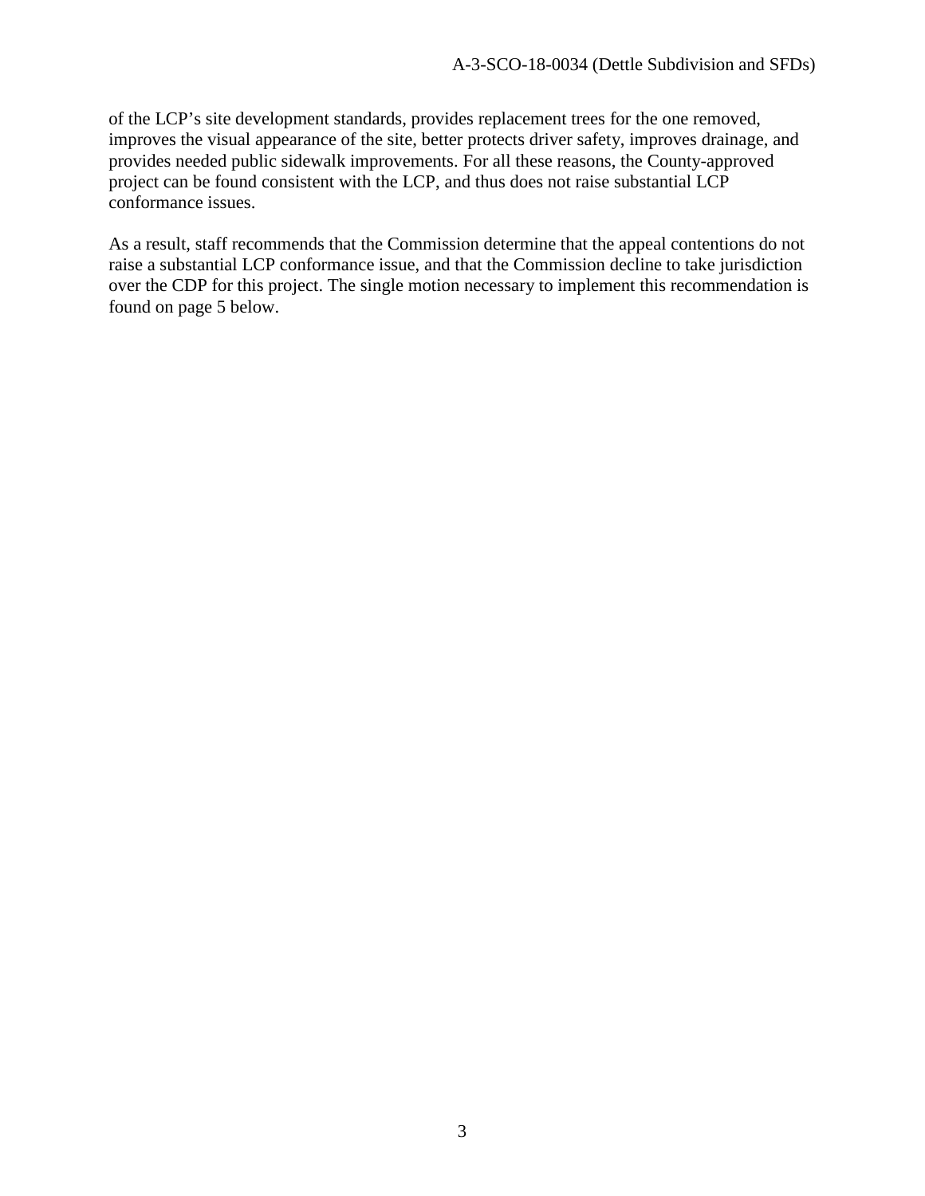of the LCP's site development standards, provides replacement trees for the one removed, improves the visual appearance of the site, better protects driver safety, improves drainage, and provides needed public sidewalk improvements. For all these reasons, the County-approved project can be found consistent with the LCP, and thus does not raise substantial LCP conformance issues.

As a result, staff recommends that the Commission determine that the appeal contentions do not raise a substantial LCP conformance issue, and that the Commission decline to take jurisdiction over the CDP for this project. The single motion necessary to implement this recommendation is found on page 5 below.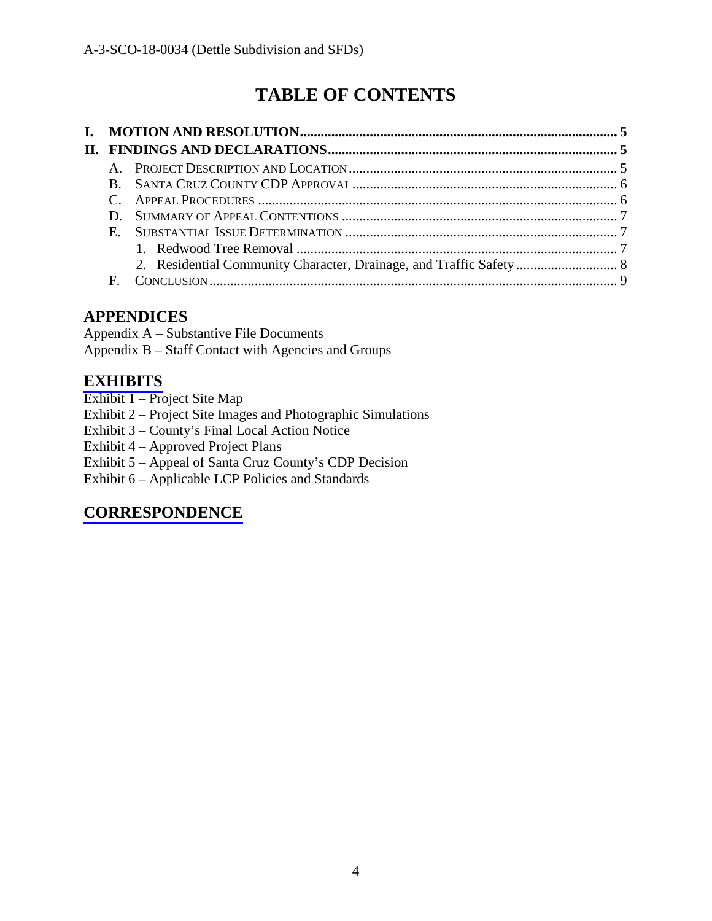# TABLE OF CONTENTS

**I. MOTION AND RESOLUTION ........................................................................................ 5**

**II. FINDINGS AND DECLARATIONS ................................................................................ 5**

- A. PROJECT DESCRIPTION AND LOCATION ........................................................................ 5
- B. SANTA CRUZ COUNTY CDP APPROVAL ....................................................................... 6
- C. APPEAL PROCEDURES .................................................................................................. 6
- D. SUMMARY OF APPEAL CONTENTIONS .......................................................................... 7
- E. SUBSTANTIAL ISSUE DETERMINATION ......................................................................... 7
  1. Redwood Tree Removal ........................................................................................ 7
  2. Residential Community Character, Drainage, and Traffic Safety ........................... 8
- F. CONCLUSION ................................................................................................................. 9

## APPENDICES

Appendix A – Substantive File Documents
Appendix B – Staff Contact with Agencies and Groups

## EXHIBITS

Exhibit 1 – Project Site Map
Exhibit 2 – Project Site Images and Photographic Simulations
Exhibit 3 – County's Final Local Action Notice
Exhibit 4 – Approved Project Plans
Exhibit 5 – Appeal of Santa Cruz County's CDP Decision
Exhibit 6 – Applicable LCP Policies and Standards

## CORRESPONDENCE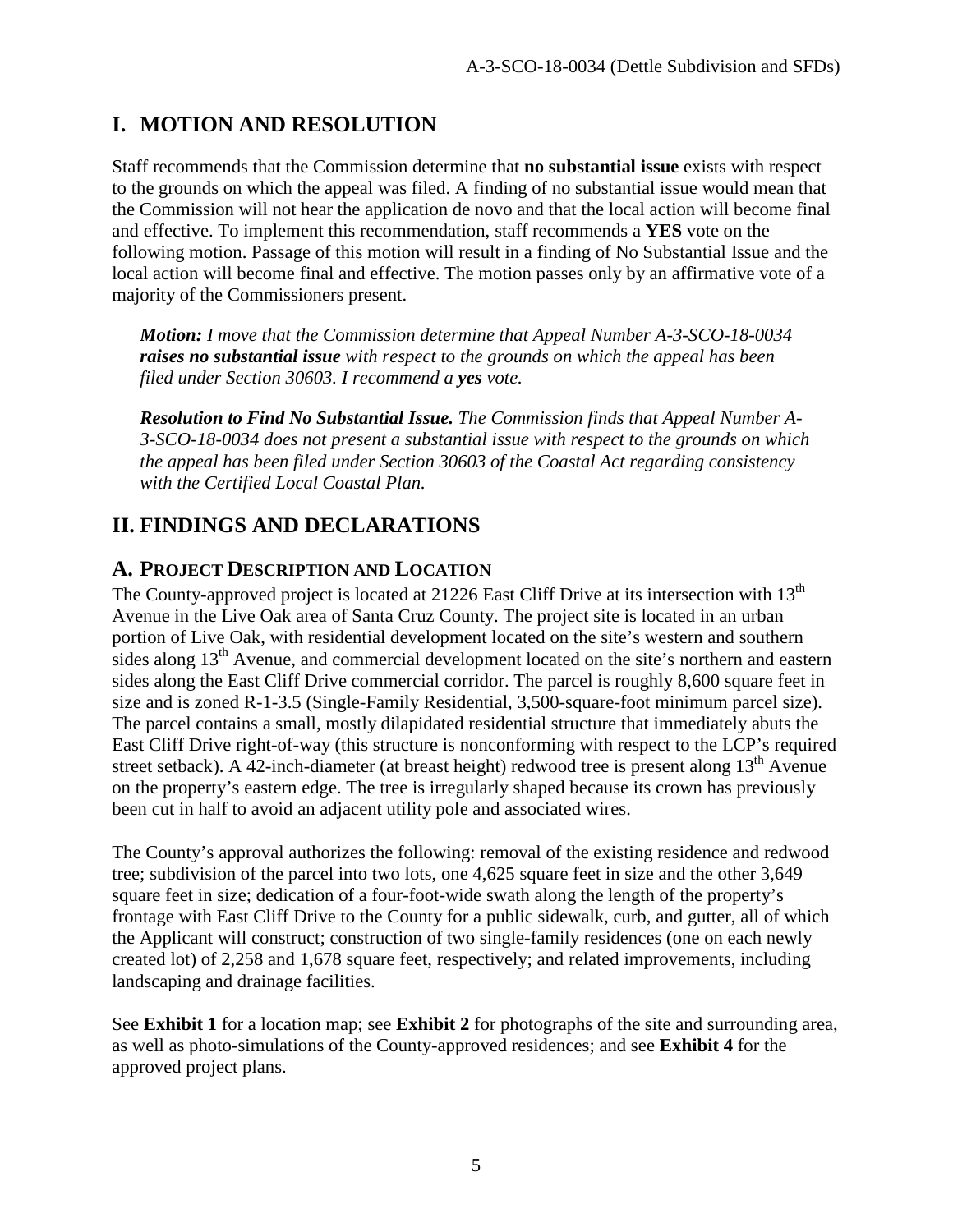## I. MOTION AND RESOLUTION

Staff recommends that the Commission determine that **no substantial issue** exists with respect to the grounds on which the appeal was filed. A finding of no substantial issue would mean that the Commission will not hear the application de novo and that the local action will become final and effective. To implement this recommendation, staff recommends a **YES** vote on the following motion. Passage of this motion will result in a finding of No Substantial Issue and the local action will become final and effective. The motion passes only by an affirmative vote of a majority of the Commissioners present.

> ***Motion:*** *I move that the Commission determine that Appeal Number A-3-SCO-18-0034* ***raises no substantial issue*** *with respect to the grounds on which the appeal has been filed under Section 30603. I recommend a* ***yes*** *vote.*
>
> ***Resolution to Find No Substantial Issue.*** *The Commission finds that Appeal Number A-3-SCO-18-0034 does not present a substantial issue with respect to the grounds on which the appeal has been filed under Section 30603 of the Coastal Act regarding consistency with the Certified Local Coastal Plan.*

## II. FINDINGS AND DECLARATIONS

### A. PROJECT DESCRIPTION AND LOCATION

The County-approved project is located at 21226 East Cliff Drive at its intersection with 13th Avenue in the Live Oak area of Santa Cruz County. The project site is located in an urban portion of Live Oak, with residential development located on the site's western and southern sides along 13th Avenue, and commercial development located on the site's northern and eastern sides along the East Cliff Drive commercial corridor. The parcel is roughly 8,600 square feet in size and is zoned R-1-3.5 (Single-Family Residential, 3,500-square-foot minimum parcel size). The parcel contains a small, mostly dilapidated residential structure that immediately abuts the East Cliff Drive right-of-way (this structure is nonconforming with respect to the LCP's required street setback). A 42-inch-diameter (at breast height) redwood tree is present along 13th Avenue on the property's eastern edge. The tree is irregularly shaped because its crown has previously been cut in half to avoid an adjacent utility pole and associated wires.

The County's approval authorizes the following: removal of the existing residence and redwood tree; subdivision of the parcel into two lots, one 4,625 square feet in size and the other 3,649 square feet in size; dedication of a four-foot-wide swath along the length of the property's frontage with East Cliff Drive to the County for a public sidewalk, curb, and gutter, all of which the Applicant will construct; construction of two single-family residences (one on each newly created lot) of 2,258 and 1,678 square feet, respectively; and related improvements, including landscaping and drainage facilities.

See **Exhibit 1** for a location map; see **Exhibit 2** for photographs of the site and surrounding area, as well as photo-simulations of the County-approved residences; and see **Exhibit 4** for the approved project plans.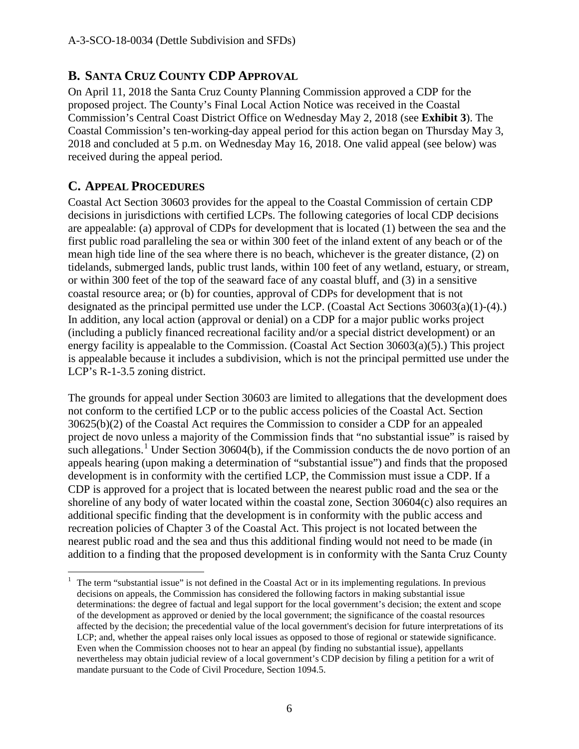## B. SANTA CRUZ COUNTY CDP APPROVAL

On April 11, 2018 the Santa Cruz County Planning Commission approved a CDP for the proposed project. The County's Final Local Action Notice was received in the Coastal Commission's Central Coast District Office on Wednesday May 2, 2018 (see **Exhibit 3**). The Coastal Commission's ten-working-day appeal period for this action began on Thursday May 3, 2018 and concluded at 5 p.m. on Wednesday May 16, 2018. One valid appeal (see below) was received during the appeal period.

## C. APPEAL PROCEDURES

Coastal Act Section 30603 provides for the appeal to the Coastal Commission of certain CDP decisions in jurisdictions with certified LCPs. The following categories of local CDP decisions are appealable: (a) approval of CDPs for development that is located (1) between the sea and the first public road paralleling the sea or within 300 feet of the inland extent of any beach or of the mean high tide line of the sea where there is no beach, whichever is the greater distance, (2) on tidelands, submerged lands, public trust lands, within 100 feet of any wetland, estuary, or stream, or within 300 feet of the top of the seaward face of any coastal bluff, and (3) in a sensitive coastal resource area; or (b) for counties, approval of CDPs for development that is not designated as the principal permitted use under the LCP. (Coastal Act Sections 30603(a)(1)-(4).) In addition, any local action (approval or denial) on a CDP for a major public works project (including a publicly financed recreational facility and/or a special district development) or an energy facility is appealable to the Commission. (Coastal Act Section 30603(a)(5).) This project is appealable because it includes a subdivision, which is not the principal permitted use under the LCP's R-1-3.5 zoning district.

The grounds for appeal under Section 30603 are limited to allegations that the development does not conform to the certified LCP or to the public access policies of the Coastal Act. Section 30625(b)(2) of the Coastal Act requires the Commission to consider a CDP for an appealed project de novo unless a majority of the Commission finds that "no substantial issue" is raised by such allegations.[1] Under Section 30604(b), if the Commission conducts the de novo portion of an appeals hearing (upon making a determination of "substantial issue") and finds that the proposed development is in conformity with the certified LCP, the Commission must issue a CDP. If a CDP is approved for a project that is located between the nearest public road and the sea or the shoreline of any body of water located within the coastal zone, Section 30604(c) also requires an additional specific finding that the development is in conformity with the public access and recreation policies of Chapter 3 of the Coastal Act. This project is not located between the nearest public road and the sea and thus this additional finding would not need to be made (in addition to a finding that the proposed development is in conformity with the Santa Cruz County

[1] The term "substantial issue" is not defined in the Coastal Act or in its implementing regulations. In previous decisions on appeals, the Commission has considered the following factors in making substantial issue determinations: the degree of factual and legal support for the local government's decision; the extent and scope of the development as approved or denied by the local government; the significance of the coastal resources affected by the decision; the precedential value of the local government's decision for future interpretations of its LCP; and, whether the appeal raises only local issues as opposed to those of regional or statewide significance. Even when the Commission chooses not to hear an appeal (by finding no substantial issue), appellants nevertheless may obtain judicial review of a local government's CDP decision by filing a petition for a writ of mandate pursuant to the Code of Civil Procedure, Section 1094.5.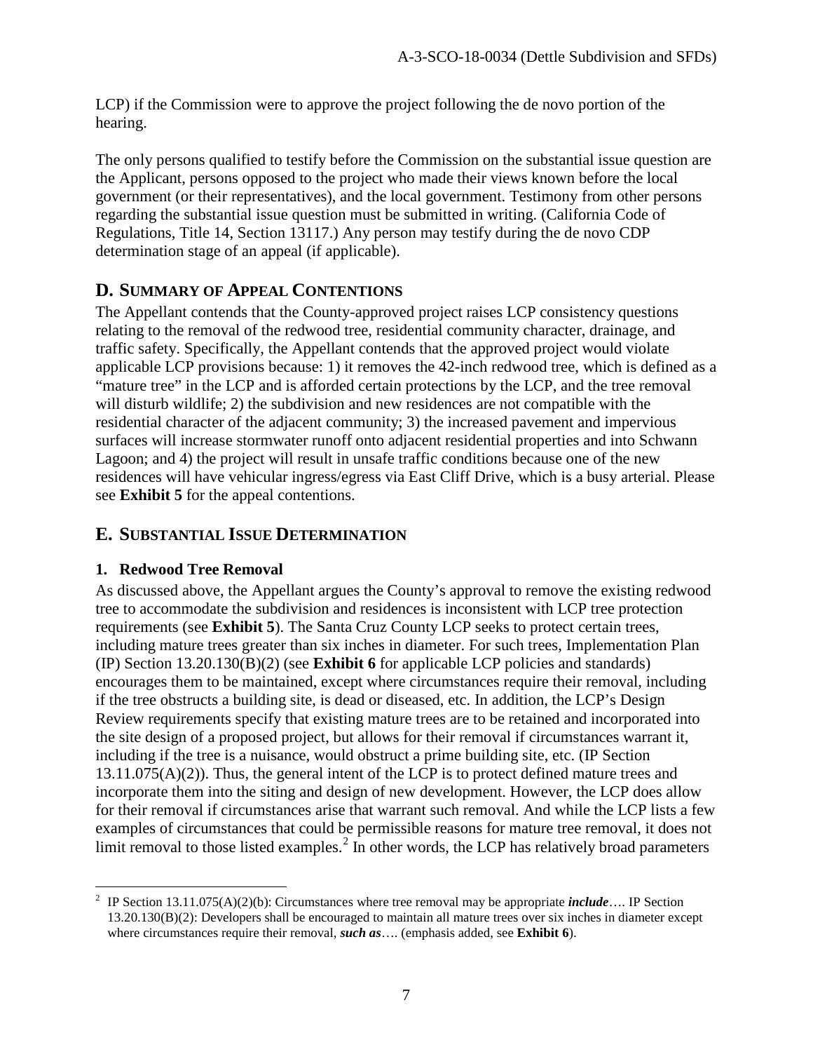LCP) if the Commission were to approve the project following the de novo portion of the hearing.

The only persons qualified to testify before the Commission on the substantial issue question are the Applicant, persons opposed to the project who made their views known before the local government (or their representatives), and the local government. Testimony from other persons regarding the substantial issue question must be submitted in writing. (California Code of Regulations, Title 14, Section 13117.) Any person may testify during the de novo CDP determination stage of an appeal (if applicable).

## D. SUMMARY OF APPEAL CONTENTIONS

The Appellant contends that the County-approved project raises LCP consistency questions relating to the removal of the redwood tree, residential community character, drainage, and traffic safety. Specifically, the Appellant contends that the approved project would violate applicable LCP provisions because: 1) it removes the 42-inch redwood tree, which is defined as a "mature tree" in the LCP and is afforded certain protections by the LCP, and the tree removal will disturb wildlife; 2) the subdivision and new residences are not compatible with the residential character of the adjacent community; 3) the increased pavement and impervious surfaces will increase stormwater runoff onto adjacent residential properties and into Schwann Lagoon; and 4) the project will result in unsafe traffic conditions because one of the new residences will have vehicular ingress/egress via East Cliff Drive, which is a busy arterial. Please see **Exhibit 5** for the appeal contentions.

## E. SUBSTANTIAL ISSUE DETERMINATION

### 1. Redwood Tree Removal

As discussed above, the Appellant argues the County's approval to remove the existing redwood tree to accommodate the subdivision and residences is inconsistent with LCP tree protection requirements (see **Exhibit 5**). The Santa Cruz County LCP seeks to protect certain trees, including mature trees greater than six inches in diameter. For such trees, Implementation Plan (IP) Section 13.20.130(B)(2) (see **Exhibit 6** for applicable LCP policies and standards) encourages them to be maintained, except where circumstances require their removal, including if the tree obstructs a building site, is dead or diseased, etc. In addition, the LCP's Design Review requirements specify that existing mature trees are to be retained and incorporated into the site design of a proposed project, but allows for their removal if circumstances warrant it, including if the tree is a nuisance, would obstruct a prime building site, etc. (IP Section 13.11.075(A)(2)). Thus, the general intent of the LCP is to protect defined mature trees and incorporate them into the siting and design of new development. However, the LCP does allow for their removal if circumstances arise that warrant such removal. And while the LCP lists a few examples of circumstances that could be permissible reasons for mature tree removal, it does not limit removal to those listed examples.[2] In other words, the LCP has relatively broad parameters

---

[2] IP Section 13.11.075(A)(2)(b): Circumstances where tree removal may be appropriate ***include****….* IP Section 13.20.130(B)(2): Developers shall be encouraged to maintain all mature trees over six inches in diameter except where circumstances require their removal, ***such as****….* (emphasis added, see **Exhibit 6**).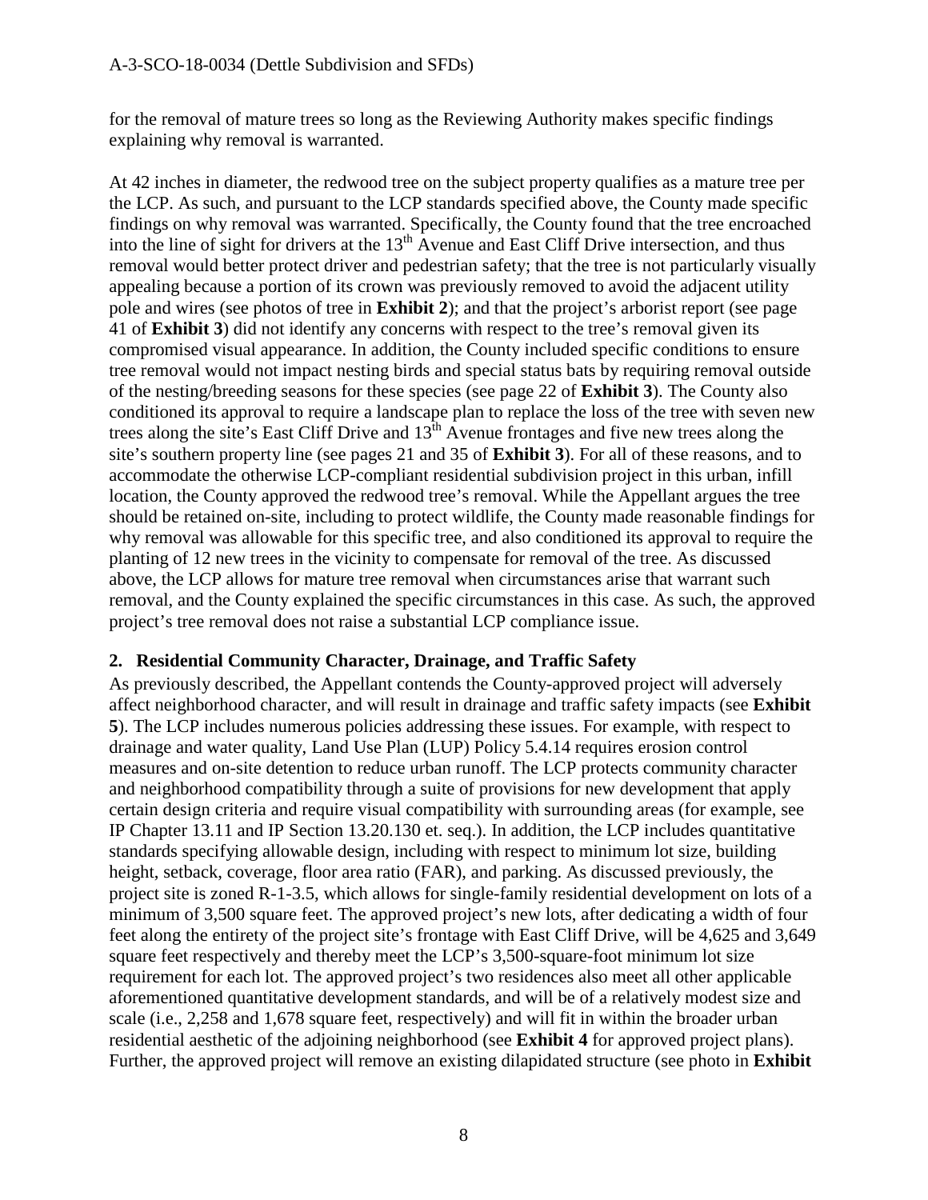for the removal of mature trees so long as the Reviewing Authority makes specific findings explaining why removal is warranted.

At 42 inches in diameter, the redwood tree on the subject property qualifies as a mature tree per the LCP. As such, and pursuant to the LCP standards specified above, the County made specific findings on why removal was warranted. Specifically, the County found that the tree encroached into the line of sight for drivers at the 13th Avenue and East Cliff Drive intersection, and thus removal would better protect driver and pedestrian safety; that the tree is not particularly visually appealing because a portion of its crown was previously removed to avoid the adjacent utility pole and wires (see photos of tree in **Exhibit 2**); and that the project's arborist report (see page 41 of **Exhibit 3**) did not identify any concerns with respect to the tree's removal given its compromised visual appearance. In addition, the County included specific conditions to ensure tree removal would not impact nesting birds and special status bats by requiring removal outside of the nesting/breeding seasons for these species (see page 22 of **Exhibit 3**). The County also conditioned its approval to require a landscape plan to replace the loss of the tree with seven new trees along the site's East Cliff Drive and 13th Avenue frontages and five new trees along the site's southern property line (see pages 21 and 35 of **Exhibit 3**). For all of these reasons, and to accommodate the otherwise LCP-compliant residential subdivision project in this urban, infill location, the County approved the redwood tree's removal. While the Appellant argues the tree should be retained on-site, including to protect wildlife, the County made reasonable findings for why removal was allowable for this specific tree, and also conditioned its approval to require the planting of 12 new trees in the vicinity to compensate for removal of the tree. As discussed above, the LCP allows for mature tree removal when circumstances arise that warrant such removal, and the County explained the specific circumstances in this case. As such, the approved project's tree removal does not raise a substantial LCP compliance issue.

**2. Residential Community Character, Drainage, and Traffic Safety**

As previously described, the Appellant contends the County-approved project will adversely affect neighborhood character, and will result in drainage and traffic safety impacts (see **Exhibit 5**). The LCP includes numerous policies addressing these issues. For example, with respect to drainage and water quality, Land Use Plan (LUP) Policy 5.4.14 requires erosion control measures and on-site detention to reduce urban runoff. The LCP protects community character and neighborhood compatibility through a suite of provisions for new development that apply certain design criteria and require visual compatibility with surrounding areas (for example, see IP Chapter 13.11 and IP Section 13.20.130 et. seq.). In addition, the LCP includes quantitative standards specifying allowable design, including with respect to minimum lot size, building height, setback, coverage, floor area ratio (FAR), and parking. As discussed previously, the project site is zoned R-1-3.5, which allows for single-family residential development on lots of a minimum of 3,500 square feet. The approved project's new lots, after dedicating a width of four feet along the entirety of the project site's frontage with East Cliff Drive, will be 4,625 and 3,649 square feet respectively and thereby meet the LCP's 3,500-square-foot minimum lot size requirement for each lot. The approved project's two residences also meet all other applicable aforementioned quantitative development standards, and will be of a relatively modest size and scale (i.e., 2,258 and 1,678 square feet, respectively) and will fit in within the broader urban residential aesthetic of the adjoining neighborhood (see **Exhibit 4** for approved project plans). Further, the approved project will remove an existing dilapidated structure (see photo in **Exhibit**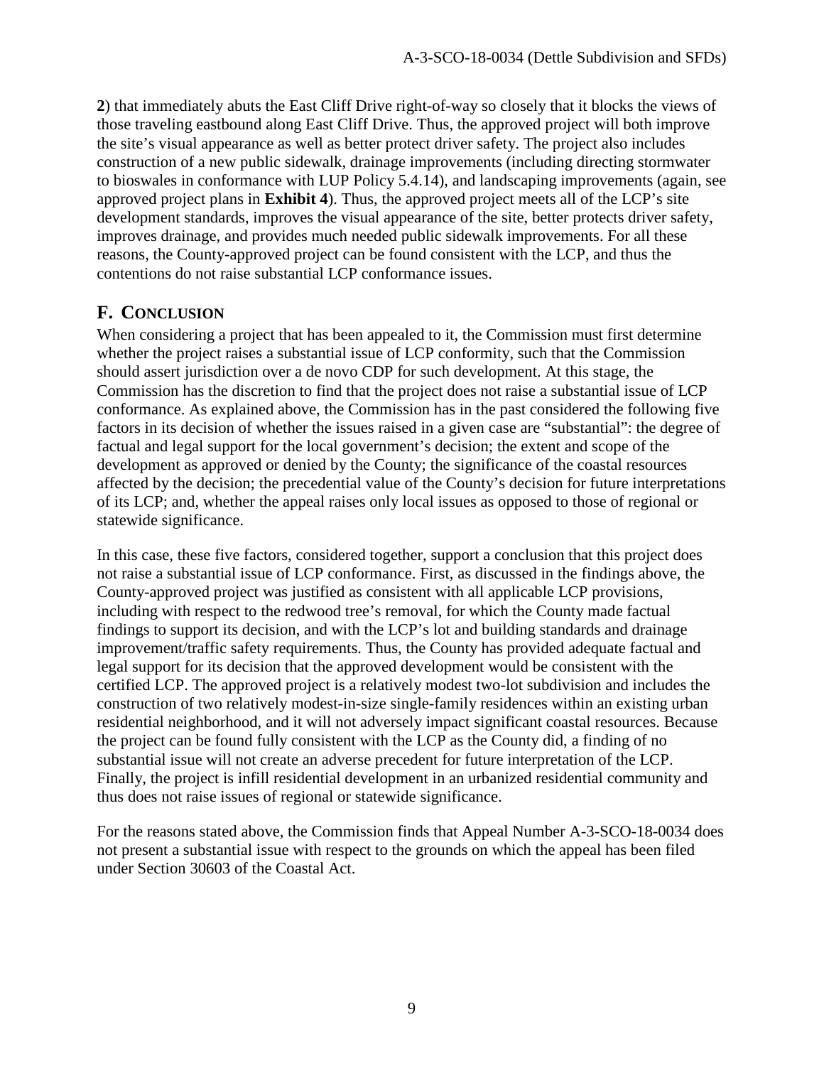**2**) that immediately abuts the East Cliff Drive right-of-way so closely that it blocks the views of those traveling eastbound along East Cliff Drive. Thus, the approved project will both improve the site's visual appearance as well as better protect driver safety. The project also includes construction of a new public sidewalk, drainage improvements (including directing stormwater to bioswales in conformance with LUP Policy 5.4.14), and landscaping improvements (again, see approved project plans in **Exhibit 4**). Thus, the approved project meets all of the LCP's site development standards, improves the visual appearance of the site, better protects driver safety, improves drainage, and provides much needed public sidewalk improvements. For all these reasons, the County-approved project can be found consistent with the LCP, and thus the contentions do not raise substantial LCP conformance issues.

## F. CONCLUSION

When considering a project that has been appealed to it, the Commission must first determine whether the project raises a substantial issue of LCP conformity, such that the Commission should assert jurisdiction over a de novo CDP for such development. At this stage, the Commission has the discretion to find that the project does not raise a substantial issue of LCP conformance. As explained above, the Commission has in the past considered the following five factors in its decision of whether the issues raised in a given case are "substantial": the degree of factual and legal support for the local government's decision; the extent and scope of the development as approved or denied by the County; the significance of the coastal resources affected by the decision; the precedential value of the County's decision for future interpretations of its LCP; and, whether the appeal raises only local issues as opposed to those of regional or statewide significance.

In this case, these five factors, considered together, support a conclusion that this project does not raise a substantial issue of LCP conformance. First, as discussed in the findings above, the County-approved project was justified as consistent with all applicable LCP provisions, including with respect to the redwood tree's removal, for which the County made factual findings to support its decision, and with the LCP's lot and building standards and drainage improvement/traffic safety requirements. Thus, the County has provided adequate factual and legal support for its decision that the approved development would be consistent with the certified LCP. The approved project is a relatively modest two-lot subdivision and includes the construction of two relatively modest-in-size single-family residences within an existing urban residential neighborhood, and it will not adversely impact significant coastal resources. Because the project can be found fully consistent with the LCP as the County did, a finding of no substantial issue will not create an adverse precedent for future interpretation of the LCP. Finally, the project is infill residential development in an urbanized residential community and thus does not raise issues of regional or statewide significance.

For the reasons stated above, the Commission finds that Appeal Number A-3-SCO-18-0034 does not present a substantial issue with respect to the grounds on which the appeal has been filed under Section 30603 of the Coastal Act.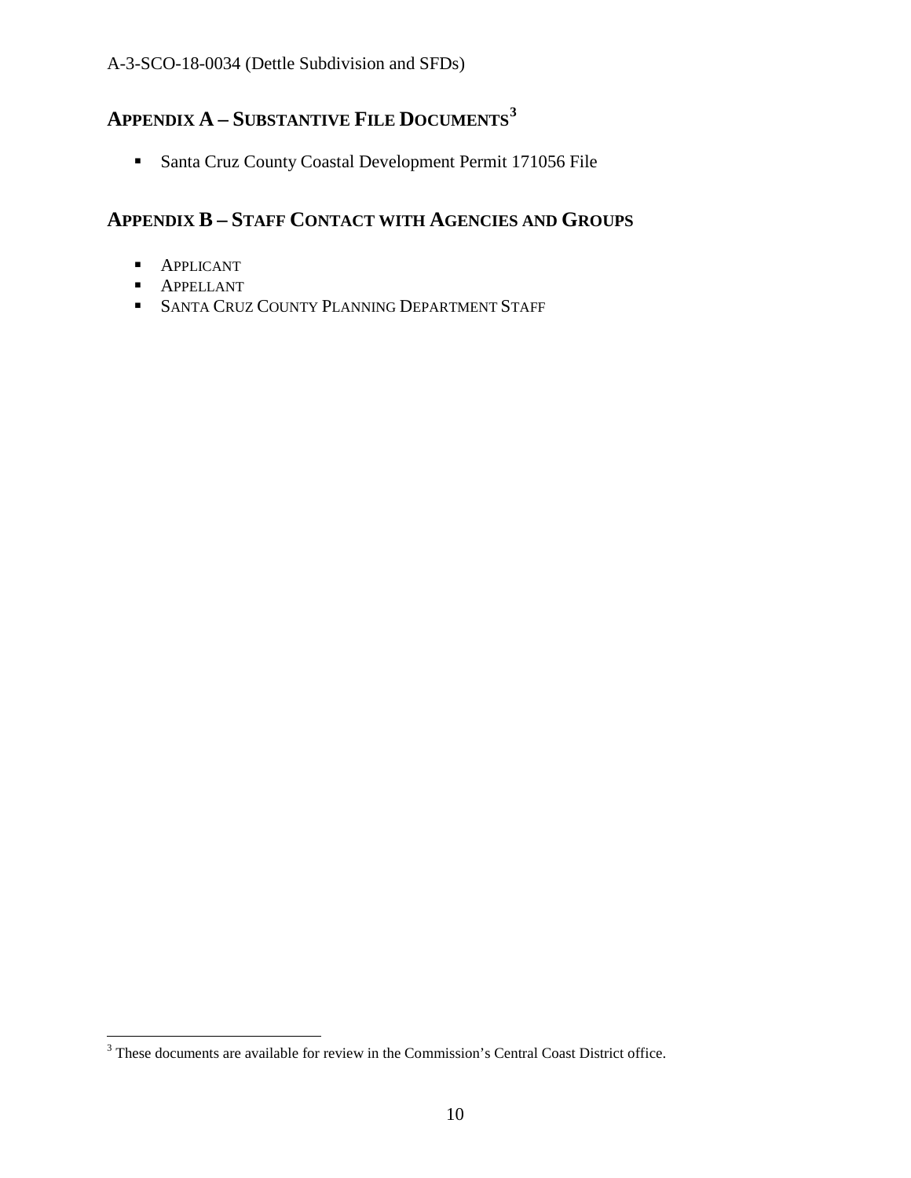## APPENDIX A – SUBSTANTIVE FILE DOCUMENTS[3]

- Santa Cruz County Coastal Development Permit 171056 File

## APPENDIX B – STAFF CONTACT WITH AGENCIES AND GROUPS

- APPLICANT
- APPELLANT
- SANTA CRUZ COUNTY PLANNING DEPARTMENT STAFF

[3] These documents are available for review in the Commission's Central Coast District office.